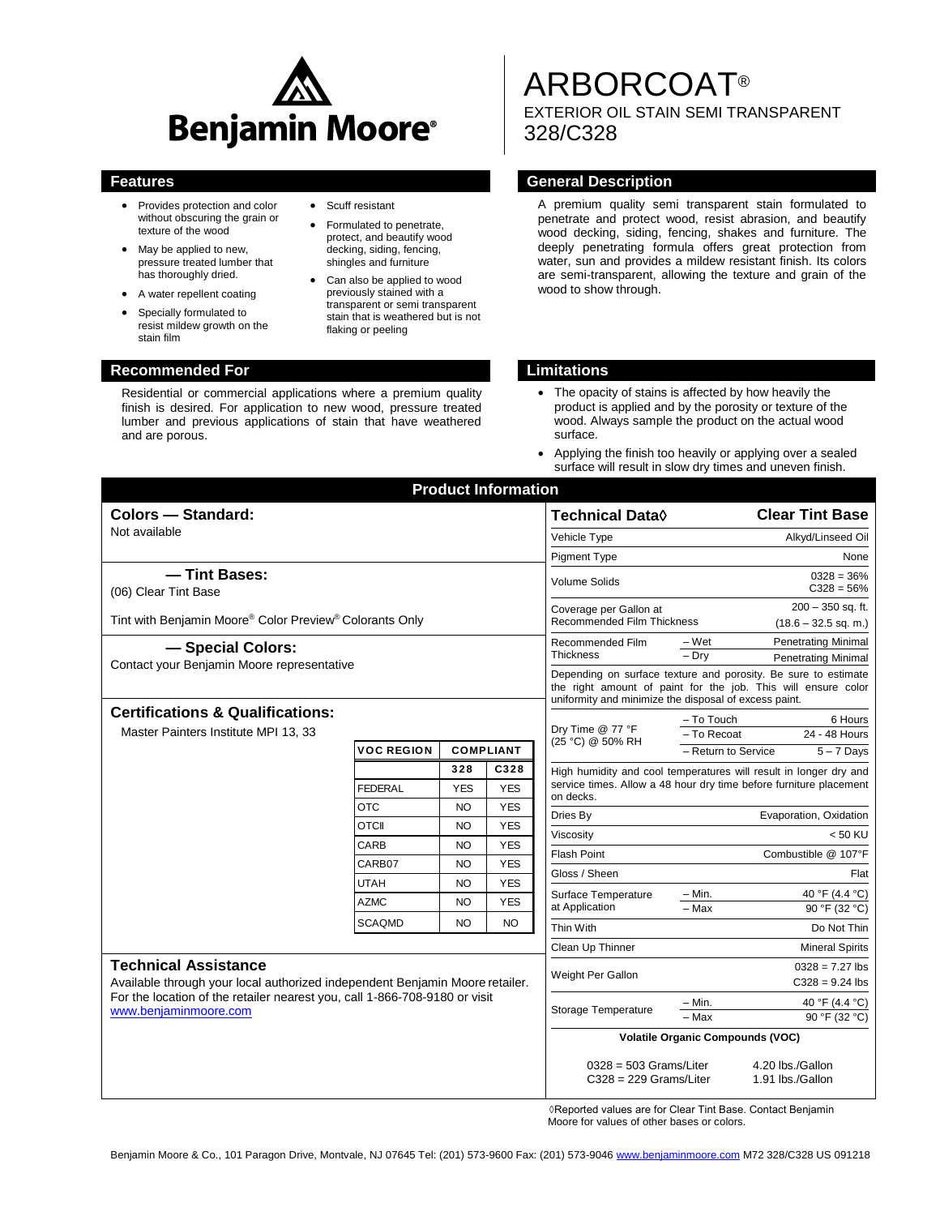Benjamin Moore®

# ARBORCOAT®

EXTERIOR OIL STAIN SEMI TRANSPARENT
328/C328

## Features

- Provides protection and color without obscuring the grain or texture of the wood
- May be applied to new, pressure treated lumber that has thoroughly dried.
- A water repellent coating
- Specially formulated to resist mildew growth on the stain film
- Scuff resistant
- Formulated to penetrate, protect, and beautify wood decking, siding, fencing, shingles and furniture
- Can also be applied to wood previously stained with a transparent or semi transparent stain that is weathered but is not flaking or peeling

## General Description

A premium quality semi transparent stain formulated to penetrate and protect wood, resist abrasion, and beautify wood decking, siding, fencing, shakes and furniture. The deeply penetrating formula offers great protection from water, sun and provides a mildew resistant finish. Its colors are semi-transparent, allowing the texture and grain of the wood to show through.

## Recommended For

Residential or commercial applications where a premium quality finish is desired. For application to new wood, pressure treated lumber and previous applications of stain that have weathered and are porous.

## Limitations

- The opacity of stains is affected by how heavily the product is applied and by the porosity or texture of the wood. Always sample the product on the actual wood surface.
- Applying the finish too heavily or applying over a sealed surface will result in slow dry times and uneven finish.

## Product Information

### Colors — Standard:

Not available

### — Tint Bases:

(06) Clear Tint Base

Tint with Benjamin Moore® Color Preview® Colorants Only

### — Special Colors:

Contact your Benjamin Moore representative

### Certifications & Qualifications:

Master Painters Institute MPI 13, 33

| VOC REGION | COMPLIANT | |
|---|---|---|
| | 328 | C328 |
| FEDERAL | YES | YES |
| OTC | NO | YES |
| OTCII | NO | YES |
| CARB | NO | YES |
| CARB07 | NO | YES |
| UTAH | NO | YES |
| AZMC | NO | YES |
| SCAQMD | NO | NO |

### Technical Assistance

Available through your local authorized independent Benjamin Moore retailer. For the location of the retailer nearest you, call 1-866-708-9180 or visit www.benjaminmoore.com

| Technical Data◊ | | Clear Tint Base |
|---|---|---|
| Vehicle Type | | Alkyd/Linseed Oil |
| Pigment Type | | None |
| Volume Solids | | 0328 = 36%<br>C328 = 56% |
| Coverage per Gallon at Recommended Film Thickness | | 200 – 350 sq. ft.<br>(18.6 – 32.5 sq. m.) |
| Recommended Film Thickness | – Wet | Penetrating Minimal |
| | – Dry | Penetrating Minimal |
| Depending on surface texture and porosity. Be sure to estimate the right amount of paint for the job. This will ensure color uniformity and minimize the disposal of excess paint. | | |
| Dry Time @ 77 °F (25 °C) @ 50% RH | – To Touch | 6 Hours |
| | – To Recoat | 24 - 48 Hours |
| | – Return to Service | 5 – 7 Days |
| High humidity and cool temperatures will result in longer dry and service times. Allow a 48 hour dry time before furniture placement on decks. | | |
| Dries By | | Evaporation, Oxidation |
| Viscosity | | < 50 KU |
| Flash Point | | Combustible @ 107°F |
| Gloss / Sheen | | Flat |
| Surface Temperature at Application | – Min. | 40 °F (4.4 °C) |
| | – Max | 90 °F (32 °C) |
| Thin With | | Do Not Thin |
| Clean Up Thinner | | Mineral Spirits |
| Weight Per Gallon | | 0328 = 7.27 lbs<br>C328 = 9.24 lbs |
| Storage Temperature | – Min. | 40 °F (4.4 °C) |
| | – Max | 90 °F (32 °C) |
| Volatile Organic Compounds (VOC) | | |
| 0328 = 503 Grams/Liter | | 4.20 lbs./Gallon |
| C328 = 229 Grams/Liter | | 1.91 lbs./Gallon |

◊Reported values are for Clear Tint Base. Contact Benjamin Moore for values of other bases or colors.

Benjamin Moore & Co., 101 Paragon Drive, Montvale, NJ 07645 Tel: (201) 573-9600 Fax: (201) 573-9046 www.benjaminmoore.com M72 328/C328 US 091218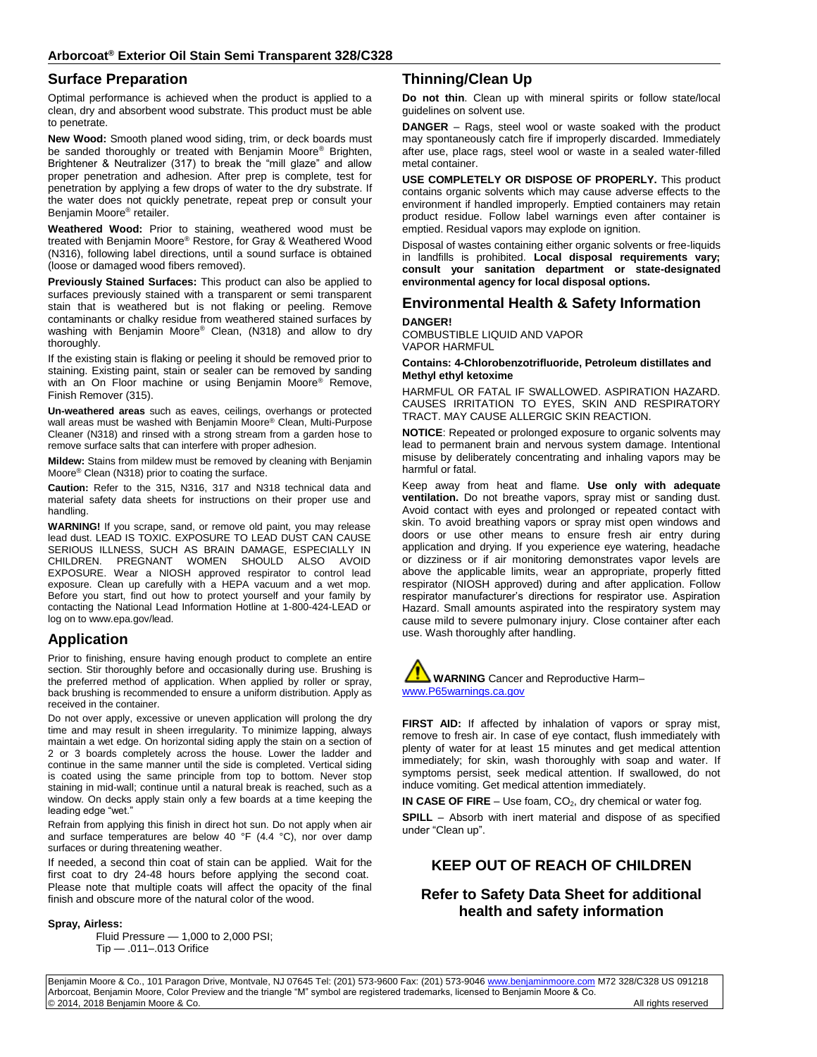## Surface Preparation

Optimal performance is achieved when the product is applied to a clean, dry and absorbent wood substrate. This product must be able to penetrate.

**New Wood:** Smooth planed wood siding, trim, or deck boards must be sanded thoroughly or treated with Benjamin Moore® Brighten, Brightener & Neutralizer (317) to break the "mill glaze" and allow proper penetration and adhesion. After prep is complete, test for penetration by applying a few drops of water to the dry substrate. If the water does not quickly penetrate, repeat prep or consult your Benjamin Moore® retailer.

**Weathered Wood:** Prior to staining, weathered wood must be treated with Benjamin Moore® Restore, for Gray & Weathered Wood (N316), following label directions, until a sound surface is obtained (loose or damaged wood fibers removed).

**Previously Stained Surfaces:** This product can also be applied to surfaces previously stained with a transparent or semi transparent stain that is weathered but is not flaking or peeling. Remove contaminants or chalky residue from weathered stained surfaces by washing with Benjamin Moore® Clean, (N318) and allow to dry thoroughly.

If the existing stain is flaking or peeling it should be removed prior to staining. Existing paint, stain or sealer can be removed by sanding with an On Floor machine or using Benjamin Moore® Remove, Finish Remover (315).

**Un-weathered areas** such as eaves, ceilings, overhangs or protected wall areas must be washed with Benjamin Moore® Clean, Multi-Purpose Cleaner (N318) and rinsed with a strong stream from a garden hose to remove surface salts that can interfere with proper adhesion.

**Mildew:** Stains from mildew must be removed by cleaning with Benjamin Moore® Clean (N318) prior to coating the surface.

**Caution:** Refer to the 315, N316, 317 and N318 technical data and material safety data sheets for instructions on their proper use and handling.

**WARNING!** If you scrape, sand, or remove old paint, you may release lead dust. LEAD IS TOXIC. EXPOSURE TO LEAD DUST CAN CAUSE SERIOUS ILLNESS, SUCH AS BRAIN DAMAGE, ESPECIALLY IN CHILDREN. PREGNANT WOMEN SHOULD ALSO AVOID EXPOSURE. Wear a NIOSH approved respirator to control lead exposure. Clean up carefully with a HEPA vacuum and a wet mop. Before you start, find out how to protect yourself and your family by contacting the National Lead Information Hotline at 1-800-424-LEAD or log on to www.epa.gov/lead.

## Application

Prior to finishing, ensure having enough product to complete an entire section. Stir thoroughly before and occasionally during use. Brushing is the preferred method of application. When applied by roller or spray, back brushing is recommended to ensure a uniform distribution. Apply as received in the container.

Do not over apply, excessive or uneven application will prolong the dry time and may result in sheen irregularity. To minimize lapping, always maintain a wet edge. On horizontal siding apply the stain on a section of 2 or 3 boards completely across the house. Lower the ladder and continue in the same manner until the side is completed. Vertical siding is coated using the same principle from top to bottom. Never stop staining in mid-wall; continue until a natural break is reached, such as a window. On decks apply stain only a few boards at a time keeping the leading edge "wet."

Refrain from applying this finish in direct hot sun. Do not apply when air and surface temperatures are below 40 °F (4.4 °C), nor over damp surfaces or during threatening weather.

If needed, a second thin coat of stain can be applied. Wait for the first coat to dry 24-48 hours before applying the second coat. Please note that multiple coats will affect the opacity of the final finish and obscure more of the natural color of the wood.

**Spray, Airless:**

Fluid Pressure — 1,000 to 2,000 PSI;
Tip — .011–.013 Orifice

## Thinning/Clean Up

**Do not thin**. Clean up with mineral spirits or follow state/local guidelines on solvent use.

**DANGER** – Rags, steel wool or waste soaked with the product may spontaneously catch fire if improperly discarded. Immediately after use, place rags, steel wool or waste in a sealed water-filled metal container.

**USE COMPLETELY OR DISPOSE OF PROPERLY.** This product contains organic solvents which may cause adverse effects to the environment if handled improperly. Emptied containers may retain product residue. Follow label warnings even after container is emptied. Residual vapors may explode on ignition.

Disposal of wastes containing either organic solvents or free-liquids in landfills is prohibited. **Local disposal requirements vary; consult your sanitation department or state-designated environmental agency for local disposal options.**

## Environmental Health & Safety Information

**DANGER!**

COMBUSTIBLE LIQUID AND VAPOR
VAPOR HARMFUL

**Contains: 4-Chlorobenzotrifluoride, Petroleum distillates and Methyl ethyl ketoxime**

HARMFUL OR FATAL IF SWALLOWED. ASPIRATION HAZARD. CAUSES IRRITATION TO EYES, SKIN AND RESPIRATORY TRACT. MAY CAUSE ALLERGIC SKIN REACTION.

**NOTICE**: Repeated or prolonged exposure to organic solvents may lead to permanent brain and nervous system damage. Intentional misuse by deliberately concentrating and inhaling vapors may be harmful or fatal.

Keep away from heat and flame. **Use only with adequate ventilation.** Do not breathe vapors, spray mist or sanding dust. Avoid contact with eyes and prolonged or repeated contact with skin. To avoid breathing vapors or spray mist open windows and doors or use other means to ensure fresh air entry during application and drying. If you experience eye watering, headache or dizziness or if air monitoring demonstrates vapor levels are above the applicable limits, wear an appropriate, properly fitted respirator (NIOSH approved) during and after application. Follow respirator manufacturer's directions for respirator use. Aspiration Hazard. Small amounts aspirated into the respiratory system may cause mild to severe pulmonary injury. Close container after each use. Wash thoroughly after handling.

**WARNING** Cancer and Reproductive Harm– www.P65warnings.ca.gov

**FIRST AID:** If affected by inhalation of vapors or spray mist, remove to fresh air. In case of eye contact, flush immediately with plenty of water for at least 15 minutes and get medical attention immediately; for skin, wash thoroughly with soap and water. If symptoms persist, seek medical attention. If swallowed, do not induce vomiting. Get medical attention immediately.

**IN CASE OF FIRE** – Use foam, $CO_2$, dry chemical or water fog.

**SPILL** – Absorb with inert material and dispose of as specified under "Clean up".

### KEEP OUT OF REACH OF CHILDREN

### Refer to Safety Data Sheet for additional health and safety information

Benjamin Moore & Co., 101 Paragon Drive, Montvale, NJ 07645 Tel: (201) 573-9600 Fax: (201) 573-9046 www.benjaminmoore.com M72 328/C328 US 091218
Arborcoat, Benjamin Moore, Color Preview and the triangle "M" symbol are registered trademarks, licensed to Benjamin Moore & Co.
© 2014, 2018 Benjamin Moore & Co. All rights reserved